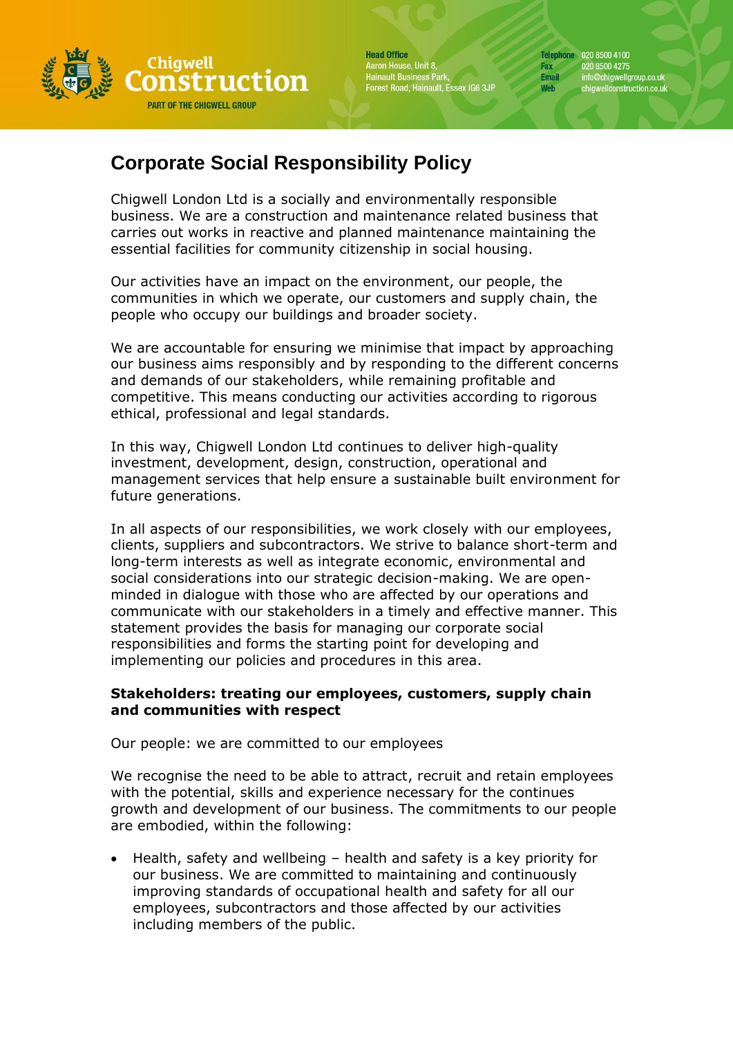# Corporate Social Responsibility Policy

Chigwell London Ltd is a socially and environmentally responsible business. We are a construction and maintenance related business that carries out works in reactive and planned maintenance maintaining the essential facilities for community citizenship in social housing.

Our activities have an impact on the environment, our people, the communities in which we operate, our customers and supply chain, the people who occupy our buildings and broader society.

We are accountable for ensuring we minimise that impact by approaching our business aims responsibly and by responding to the different concerns and demands of our stakeholders, while remaining profitable and competitive. This means conducting our activities according to rigorous ethical, professional and legal standards.

In this way, Chigwell London Ltd continues to deliver high-quality investment, development, design, construction, operational and management services that help ensure a sustainable built environment for future generations.

In all aspects of our responsibilities, we work closely with our employees, clients, suppliers and subcontractors. We strive to balance short-term and long-term interests as well as integrate economic, environmental and social considerations into our strategic decision-making. We are open-minded in dialogue with those who are affected by our operations and communicate with our stakeholders in a timely and effective manner. This statement provides the basis for managing our corporate social responsibilities and forms the starting point for developing and implementing our policies and procedures in this area.

**Stakeholders: treating our employees, customers, supply chain and communities with respect**

Our people: we are committed to our employees

We recognise the need to be able to attract, recruit and retain employees with the potential, skills and experience necessary for the continues growth and development of our business. The commitments to our people are embodied, within the following:

- Health, safety and wellbeing – health and safety is a key priority for our business. We are committed to maintaining and continuously improving standards of occupational health and safety for all our employees, subcontractors and those affected by our activities including members of the public.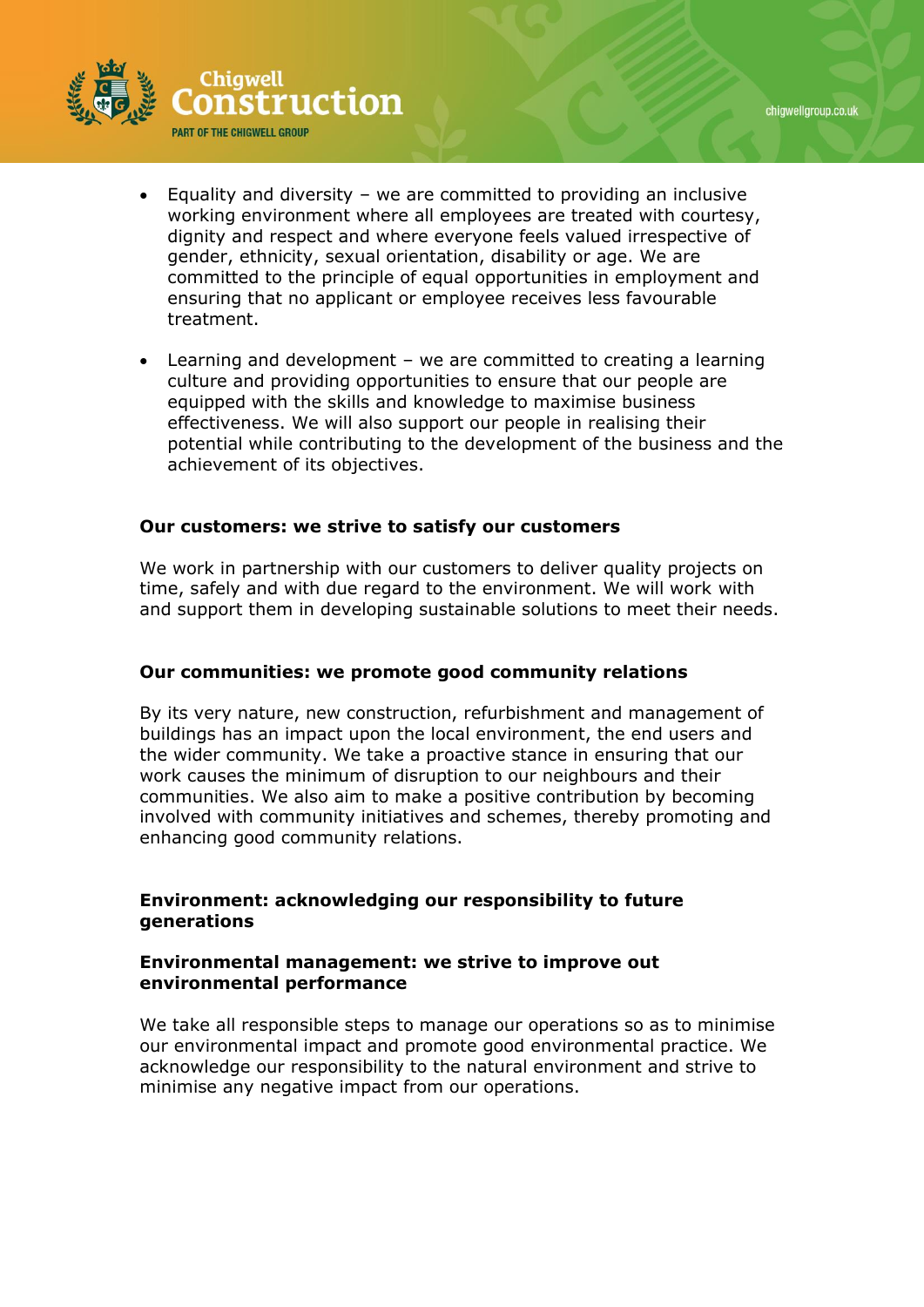- Equality and diversity – we are committed to providing an inclusive working environment where all employees are treated with courtesy, dignity and respect and where everyone feels valued irrespective of gender, ethnicity, sexual orientation, disability or age. We are committed to the principle of equal opportunities in employment and ensuring that no applicant or employee receives less favourable treatment.

- Learning and development – we are committed to creating a learning culture and providing opportunities to ensure that our people are equipped with the skills and knowledge to maximise business effectiveness. We will also support our people in realising their potential while contributing to the development of the business and the achievement of its objectives.

**Our customers: we strive to satisfy our customers**

We work in partnership with our customers to deliver quality projects on time, safely and with due regard to the environment. We will work with and support them in developing sustainable solutions to meet their needs.

**Our communities: we promote good community relations**

By its very nature, new construction, refurbishment and management of buildings has an impact upon the local environment, the end users and the wider community. We take a proactive stance in ensuring that our work causes the minimum of disruption to our neighbours and their communities. We also aim to make a positive contribution by becoming involved with community initiatives and schemes, thereby promoting and enhancing good community relations.

**Environment: acknowledging our responsibility to future generations**

**Environmental management: we strive to improve out environmental performance**

We take all responsible steps to manage our operations so as to minimise our environmental impact and promote good environmental practice. We acknowledge our responsibility to the natural environment and strive to minimise any negative impact from our operations.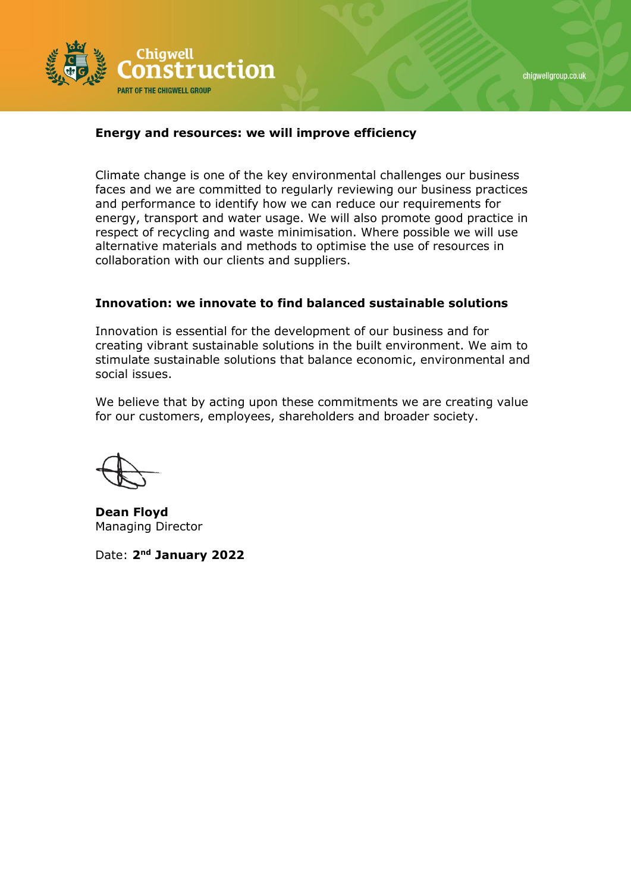**Energy and resources: we will improve efficiency**

Climate change is one of the key environmental challenges our business faces and we are committed to regularly reviewing our business practices and performance to identify how we can reduce our requirements for energy, transport and water usage. We will also promote good practice in respect of recycling and waste minimisation. Where possible we will use alternative materials and methods to optimise the use of resources in collaboration with our clients and suppliers.

**Innovation: we innovate to find balanced sustainable solutions**

Innovation is essential for the development of our business and for creating vibrant sustainable solutions in the built environment. We aim to stimulate sustainable solutions that balance economic, environmental and social issues.

We believe that by acting upon these commitments we are creating value for our customers, employees, shareholders and broader society.

**Dean Floyd**
Managing Director

Date: **2nd January 2022**